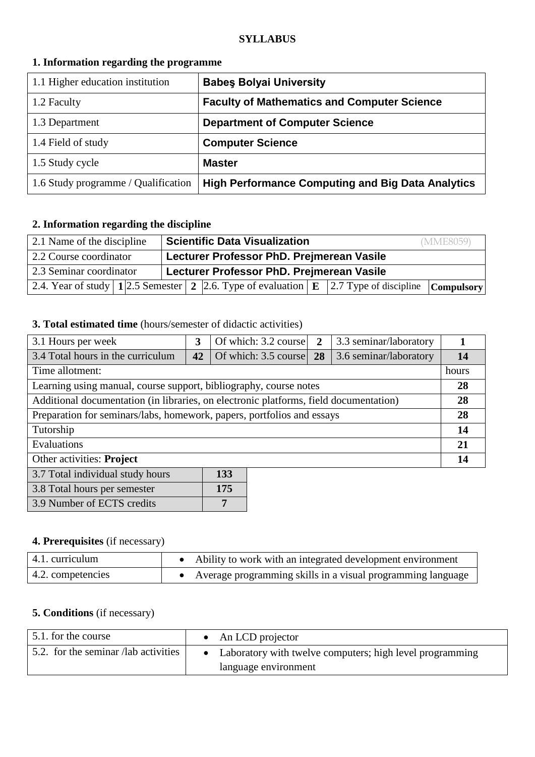**SYLLABUS**

## 1. Information regarding the programme

| | |
|---|---|
| 1.1 Higher education institution | **Babeş Bolyai University** |
| 1.2 Faculty | **Faculty of Mathematics and Computer Science** |
| 1.3 Department | **Department of Computer Science** |
| 1.4 Field of study | **Computer Science** |
| 1.5 Study cycle | **Master** |
| 1.6 Study programme / Qualification | **High Performance Computing and Big Data Analytics** |

## 2. Information regarding the discipline

| | | | | | | | |
|---|---|---|---|---|---|---|---|
| 2.1 Name of the discipline | | **Scientific Data Visualization** (MME8059) | | | | | |
| 2.2 Course coordinator | | **Lecturer Professor PhD. Prejmerean Vasile** | | | | | |
| 2.3 Seminar coordinator | | **Lecturer Professor PhD. Prejmerean Vasile** | | | | | |
| 2.4. Year of study | **1** | 2.5 Semester | **2** | 2.6. Type of evaluation | **E** | 2.7 Type of discipline | **Compulsory** |

## 3. Total estimated time (hours/semester of didactic activities)

| | | | | | |
|---|---|---|---|---|---|
| 3.1 Hours per week | **3** | Of which: 3.2 course | **2** | 3.3 seminar/laboratory | **1** |
| 3.4 Total hours in the curriculum | **42** | Of which: 3.5 course | **28** | 3.6 seminar/laboratory | **14** |

| Time allotment: | hours |
|---|---|
| Learning using manual, course support, bibliography, course notes | **28** |
| Additional documentation (in libraries, on electronic platforms, field documentation) | **28** |
| Preparation for seminars/labs, homework, papers, portfolios and essays | **28** |
| Tutorship | **14** |
| Evaluations | **21** |
| Other activities: **Project** | **14** |

| | |
|---|---|
| 3.7 Total individual study hours | **133** |
| 3.8 Total hours per semester | **175** |
| 3.9 Number of ECTS credits | **7** |

## 4. Prerequisites (if necessary)

| | |
|---|---|
| 4.1. curriculum | • Ability to work with an integrated development environment |
| 4.2. competencies | • Average programming skills in a visual programming language |

## 5. Conditions (if necessary)

| | |
|---|---|
| 5.1. for the course | • An LCD projector |
| 5.2. for the seminar /lab activities | • Laboratory with twelve computers; high level programming language environment |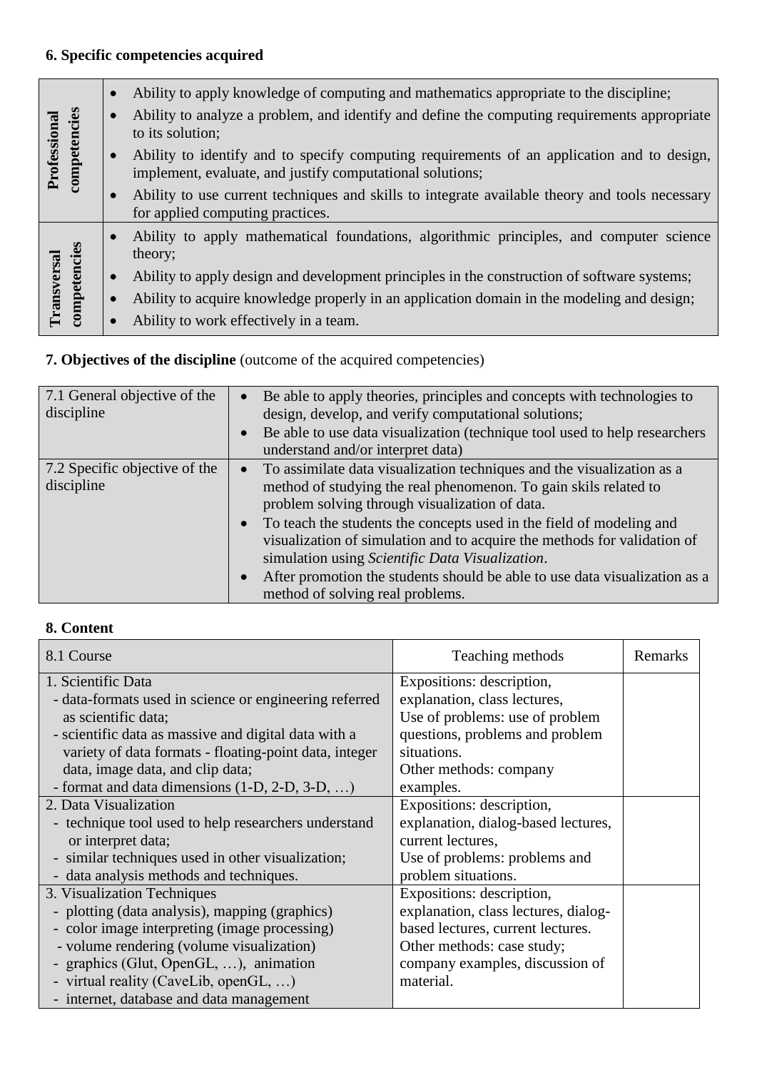**6. Specific competencies acquired**

| | |
|---|---|
| **Professional competencies** | • Ability to apply knowledge of computing and mathematics appropriate to the discipline;<br>• Ability to analyze a problem, and identify and define the computing requirements appropriate to its solution;<br>• Ability to identify and to specify computing requirements of an application and to design, implement, evaluate, and justify computational solutions;<br>• Ability to use current techniques and skills to integrate available theory and tools necessary for applied computing practices. |
| **Transversal competencies** | • Ability to apply mathematical foundations, algorithmic principles, and computer science theory;<br>• Ability to apply design and development principles in the construction of software systems;<br>• Ability to acquire knowledge properly in an application domain in the modeling and design;<br>• Ability to work effectively in a team. |

**7. Objectives of the discipline** (outcome of the acquired competencies)

| | |
|---|---|
| 7.1 General objective of the discipline | • Be able to apply theories, principles and concepts with technologies to design, develop, and verify computational solutions;<br>• Be able to use data visualization (technique tool used to help researchers understand and/or interpret data) |
| 7.2 Specific objective of the discipline | • To assimilate data visualization techniques and the visualization as a method of studying the real phenomenon. To gain skils related to problem solving through visualization of data.<br>• To teach the students the concepts used in the field of modeling and visualization of simulation and to acquire the methods for validation of simulation using *Scientific Data Visualization*.<br>• After promotion the students should be able to use data visualization as a method of solving real problems. |

**8. Content**

| 8.1 Course | Teaching methods | Remarks |
|---|---|---|
| 1. Scientific Data<br>- data-formats used in science or engineering referred as scientific data;<br>- scientific data as massive and digital data with a variety of data formats - floating-point data, integer data, image data, and clip data;<br>- format and data dimensions (1-D, 2-D, 3-D, …) | Expositions: description, explanation, class lectures,<br>Use of problems: use of problem questions, problems and problem situations.<br>Other methods: company examples. | |
| 2. Data Visualization<br>- technique tool used to help researchers understand or interpret data;<br>- similar techniques used in other visualization;<br>- data analysis methods and techniques. | Expositions: description, explanation, dialog-based lectures, current lectures,<br>Use of problems: problems and problem situations. | |
| 3. Visualization Techniques<br>- plotting (data analysis), mapping (graphics)<br>- color image interpreting (image processing)<br>- volume rendering (volume visualization)<br>- graphics (Glut, OpenGL, …), animation<br>- virtual reality (CaveLib, openGL, …)<br>- internet, database and data management | Expositions: description, explanation, class lectures, dialog-based lectures, current lectures.<br>Other methods: case study; company examples, discussion of material. | |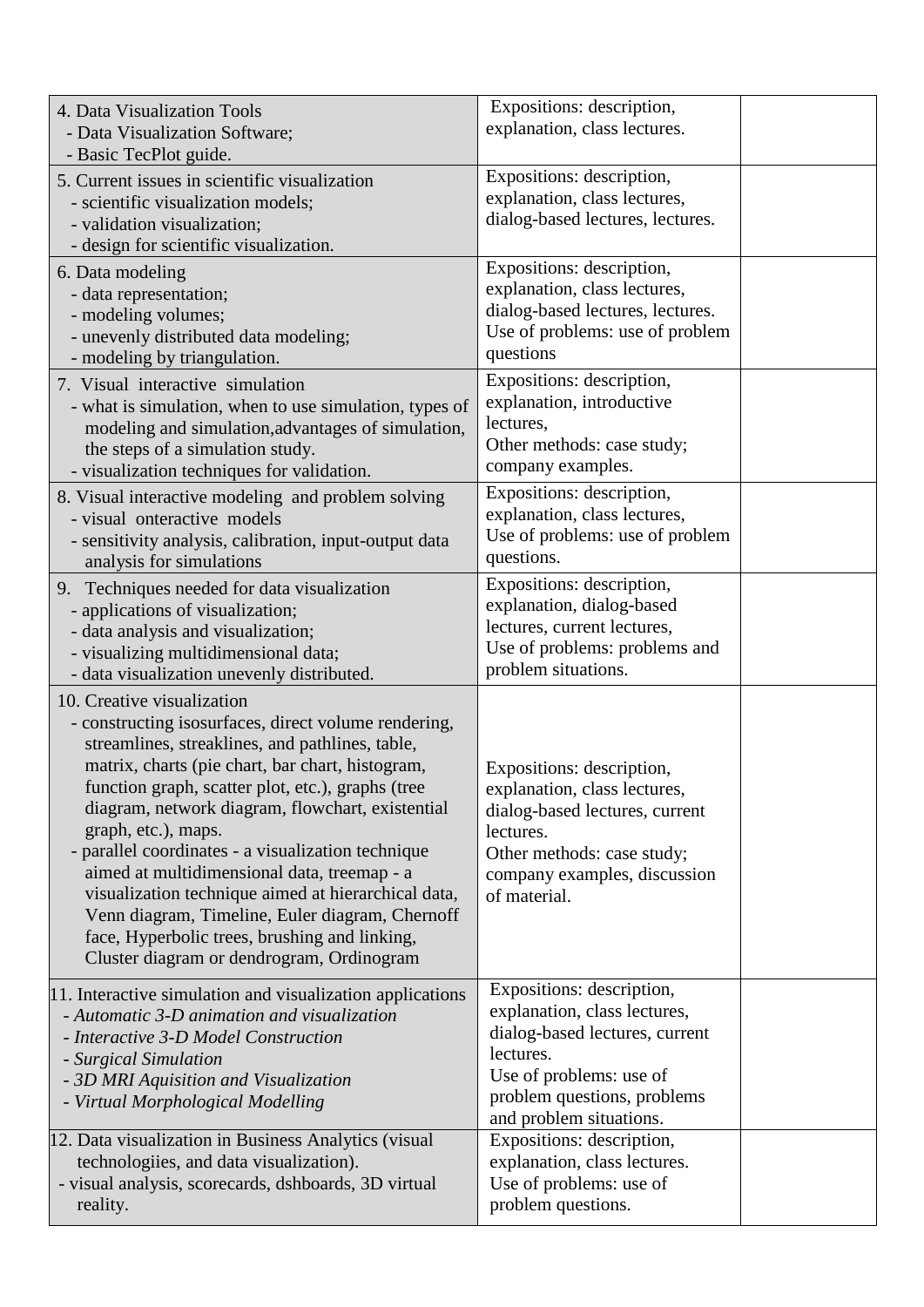| | | |
|---|---|---|
| 4. Data Visualization Tools<br>- Data Visualization Software;<br>- Basic TecPlot guide. | Expositions: description, explanation, class lectures. | |
| 5. Current issues in scientific visualization<br>- scientific visualization models;<br>- validation visualization;<br>- design for scientific visualization. | Expositions: description, explanation, class lectures, dialog-based lectures, lectures. | |
| 6. Data modeling<br>- data representation;<br>- modeling volumes;<br>- unevenly distributed data modeling;<br>- modeling by triangulation. | Expositions: description, explanation, class lectures, dialog-based lectures, lectures. Use of problems: use of problem questions | |
| 7. Visual interactive simulation<br>- what is simulation, when to use simulation, types of modeling and simulation,advantages of simulation, the steps of a simulation study.<br>- visualization techniques for validation. | Expositions: description, explanation, introductive lectures,<br>Other methods: case study; company examples. | |
| 8. Visual interactive modeling and problem solving<br>- visual onteractive models<br>- sensitivity analysis, calibration, input-output data analysis for simulations | Expositions: description, explanation, class lectures, Use of problems: use of problem questions. | |
| 9. Techniques needed for data visualization<br>- applications of visualization;<br>- data analysis and visualization;<br>- visualizing multidimensional data;<br>- data visualization unevenly distributed. | Expositions: description, explanation, dialog-based lectures, current lectures,<br>Use of problems: problems and problem situations. | |
| 10. Creative visualization<br>- constructing isosurfaces, direct volume rendering, streamlines, streaklines, and pathlines, table, matrix, charts (pie chart, bar chart, histogram, function graph, scatter plot, etc.), graphs (tree diagram, network diagram, flowchart, existential graph, etc.), maps.<br>- parallel coordinates - a visualization technique aimed at multidimensional data, treemap - a visualization technique aimed at hierarchical data, Venn diagram, Timeline, Euler diagram, Chernoff face, Hyperbolic trees, brushing and linking, Cluster diagram or dendrogram, Ordinogram | Expositions: description, explanation, class lectures, dialog-based lectures, current lectures.<br>Other methods: case study; company examples, discussion of material. | |
| 11. Interactive simulation and visualization applications<br>- *Automatic 3-D animation and visualization*<br>- *Interactive 3-D Model Construction*<br>- *Surgical Simulation*<br>- *3D MRI Aquisition and Visualization*<br>- *Virtual Morphological Modelling* | Expositions: description, explanation, class lectures, dialog-based lectures, current lectures.<br>Use of problems: use of problem questions, problems and problem situations. | |
| 12. Data visualization in Business Analytics (visual technologiies, and data visualization).<br>- visual analysis, scorecards, dshboards, 3D virtual reality. | Expositions: description, explanation, class lectures.<br>Use of problems: use of problem questions. | |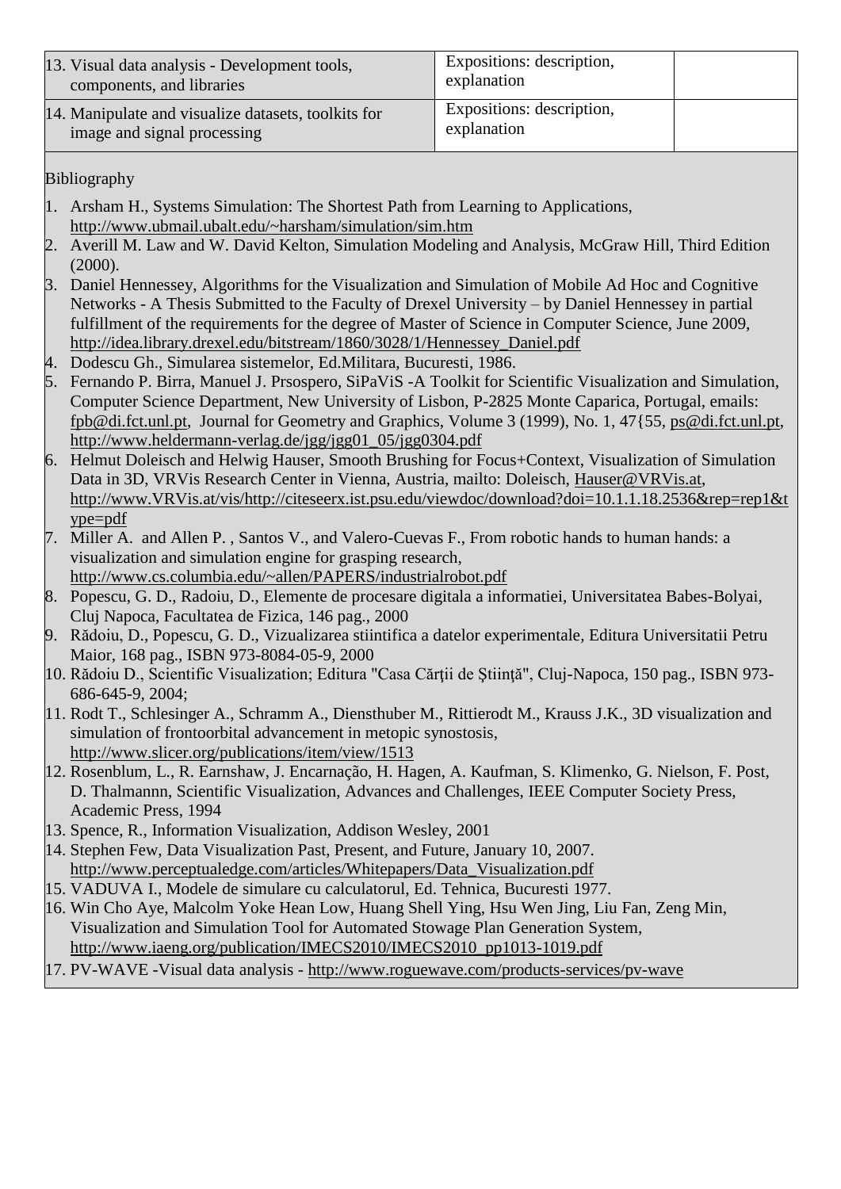| | | |
|---|---|---|
| 13. Visual data analysis - Development tools, components, and libraries | Expositions: description, explanation | |
| 14. Manipulate and visualize datasets, toolkits for image and signal processing | Expositions: description, explanation | |

Bibliography

1. Arsham H., Systems Simulation: The Shortest Path from Learning to Applications, http://www.ubmail.ubalt.edu/~harsham/simulation/sim.htm
2. Averill M. Law and W. David Kelton, Simulation Modeling and Analysis, McGraw Hill, Third Edition (2000).
3. Daniel Hennessey, Algorithms for the Visualization and Simulation of Mobile Ad Hoc and Cognitive Networks - A Thesis Submitted to the Faculty of Drexel University – by Daniel Hennessey in partial fulfillment of the requirements for the degree of Master of Science in Computer Science, June 2009, http://idea.library.drexel.edu/bitstream/1860/3028/1/Hennessey_Daniel.pdf
4. Dodescu Gh., Simularea sistemelor, Ed.Militara, Bucuresti, 1986.
5. Fernando P. Birra, Manuel J. Prsospero, SiPaViS -A Toolkit for Scientific Visualization and Simulation, Computer Science Department, New University of Lisbon, P-2825 Monte Caparica, Portugal, emails: fpb@di.fct.unl.pt, Journal for Geometry and Graphics, Volume 3 (1999), No. 1, 47{55, ps@di.fct.unl.pt, http://www.heldermann-verlag.de/jgg/jgg01_05/jgg0304.pdf
6. Helmut Doleisch and Helwig Hauser, Smooth Brushing for Focus+Context, Visualization of Simulation Data in 3D, VRVis Research Center in Vienna, Austria, mailto: Doleisch, Hauser@VRVis.at, http://www.VRVis.at/vis/http://citeseerx.ist.psu.edu/viewdoc/download?doi=10.1.1.18.2536&rep=rep1&type=pdf
7. Miller A. and Allen P. , Santos V., and Valero-Cuevas F., From robotic hands to human hands: a visualization and simulation engine for grasping research, http://www.cs.columbia.edu/~allen/PAPERS/industrialrobot.pdf
8. Popescu, G. D., Radoiu, D., Elemente de procesare digitala a informatiei, Universitatea Babes-Bolyai, Cluj Napoca, Facultatea de Fizica, 146 pag., 2000
9. Rădoiu, D., Popescu, G. D., Vizualizarea stiintifica a datelor experimentale, Editura Universitatii Petru Maior, 168 pag., ISBN 973-8084-05-9, 2000
10. Rădoiu D., Scientific Visualization; Editura "Casa Cărţii de Ştiinţă", Cluj-Napoca, 150 pag., ISBN 973-686-645-9, 2004;
11. Rodt T., Schlesinger A., Schramm A., Diensthuber M., Rittierodt M., Krauss J.K., 3D visualization and simulation of frontoorbital advancement in metopic synostosis, http://www.slicer.org/publications/item/view/1513
12. Rosenblum, L., R. Earnshaw, J. Encarnação, H. Hagen, A. Kaufman, S. Klimenko, G. Nielson, F. Post, D. Thalmannn, Scientific Visualization, Advances and Challenges, IEEE Computer Society Press, Academic Press, 1994
13. Spence, R., Information Visualization, Addison Wesley, 2001
14. Stephen Few, Data Visualization Past, Present, and Future, January 10, 2007. http://www.perceptualedge.com/articles/Whitepapers/Data_Visualization.pdf
15. VADUVA I., Modele de simulare cu calculatorul, Ed. Tehnica, Bucuresti 1977.
16. Win Cho Aye, Malcolm Yoke Hean Low, Huang Shell Ying, Hsu Wen Jing, Liu Fan, Zeng Min, Visualization and Simulation Tool for Automated Stowage Plan Generation System, http://www.iaeng.org/publication/IMECS2010/IMECS2010_pp1013-1019.pdf
17. PV-WAVE -Visual data analysis - http://www.roguewave.com/products-services/pv-wave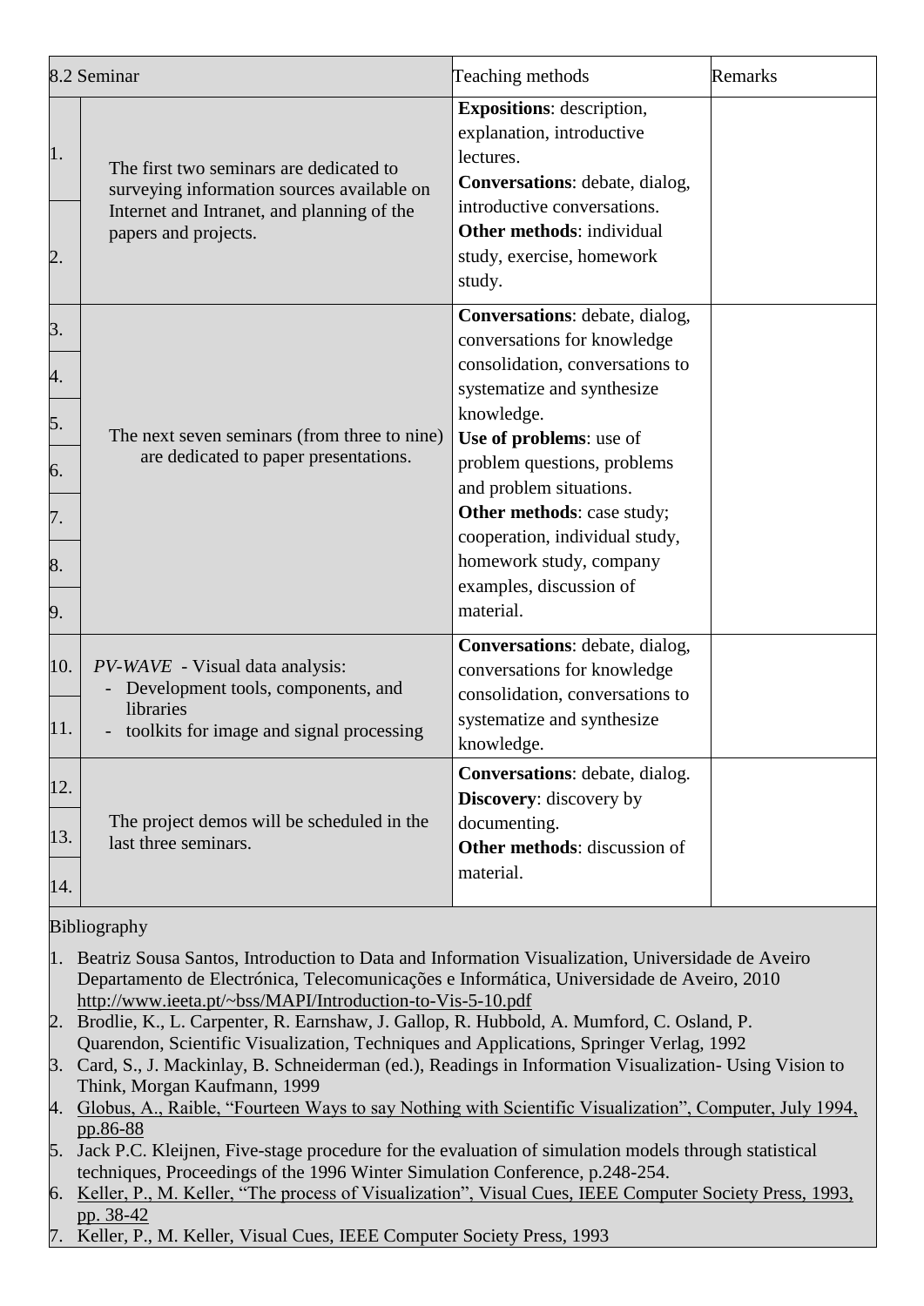| 8.2 Seminar | | Teaching methods | Remarks |
|---|---|---|---|
| 1. | The first two seminars are dedicated to surveying information sources available on Internet and Intranet, and planning of the papers and projects. | **Expositions**: description, explanation, introductive lectures.<br>**Conversations**: debate, dialog, introductive conversations.<br>**Other methods**: individual study, exercise, homework study. | |
| 2. | | | |
| 3. | The next seven seminars (from three to nine) are dedicated to paper presentations. | **Conversations**: debate, dialog, conversations for knowledge consolidation, conversations to systematize and synthesize knowledge.<br>**Use of problems**: use of problem questions, problems and problem situations.<br>**Other methods**: case study; cooperation, individual study, homework study, company examples, discussion of material. | |
| 4. | | | |
| 5. | | | |
| 6. | | | |
| 7. | | | |
| 8. | | | |
| 9. | | | |
| 10. | *PV-WAVE* - Visual data analysis:<br>- Development tools, components, and libraries<br>- toolkits for image and signal processing | **Conversations**: debate, dialog, conversations for knowledge consolidation, conversations to systematize and synthesize knowledge. | |
| 11. | | | |
| 12. | The project demos will be scheduled in the last three seminars. | **Conversations**: debate, dialog.<br>**Discovery**: discovery by documenting.<br>**Other methods**: discussion of material. | |
| 13. | | | |
| 14. | | | |

Bibliography

1. Beatriz Sousa Santos, Introduction to Data and Information Visualization, Universidade de Aveiro Departamento de Electrónica, Telecomunicações e Informática, Universidade de Aveiro, 2010 http://www.ieeta.pt/~bss/MAPI/Introduction-to-Vis-5-10.pdf
2. Brodlie, K., L. Carpenter, R. Earnshaw, J. Gallop, R. Hubbold, A. Mumford, C. Osland, P. Quarendon, Scientific Visualization, Techniques and Applications, Springer Verlag, 1992
3. Card, S., J. Mackinlay, B. Schneiderman (ed.), Readings in Information Visualization- Using Vision to Think, Morgan Kaufmann, 1999
4. Globus, A., Raible, "Fourteen Ways to say Nothing with Scientific Visualization", Computer, July 1994, pp.86-88
5. Jack P.C. Kleijnen, Five-stage procedure for the evaluation of simulation models through statistical techniques, Proceedings of the 1996 Winter Simulation Conference, p.248-254.
6. Keller, P., M. Keller, "The process of Visualization", Visual Cues, IEEE Computer Society Press, 1993, pp. 38-42
7. Keller, P., M. Keller, Visual Cues, IEEE Computer Society Press, 1993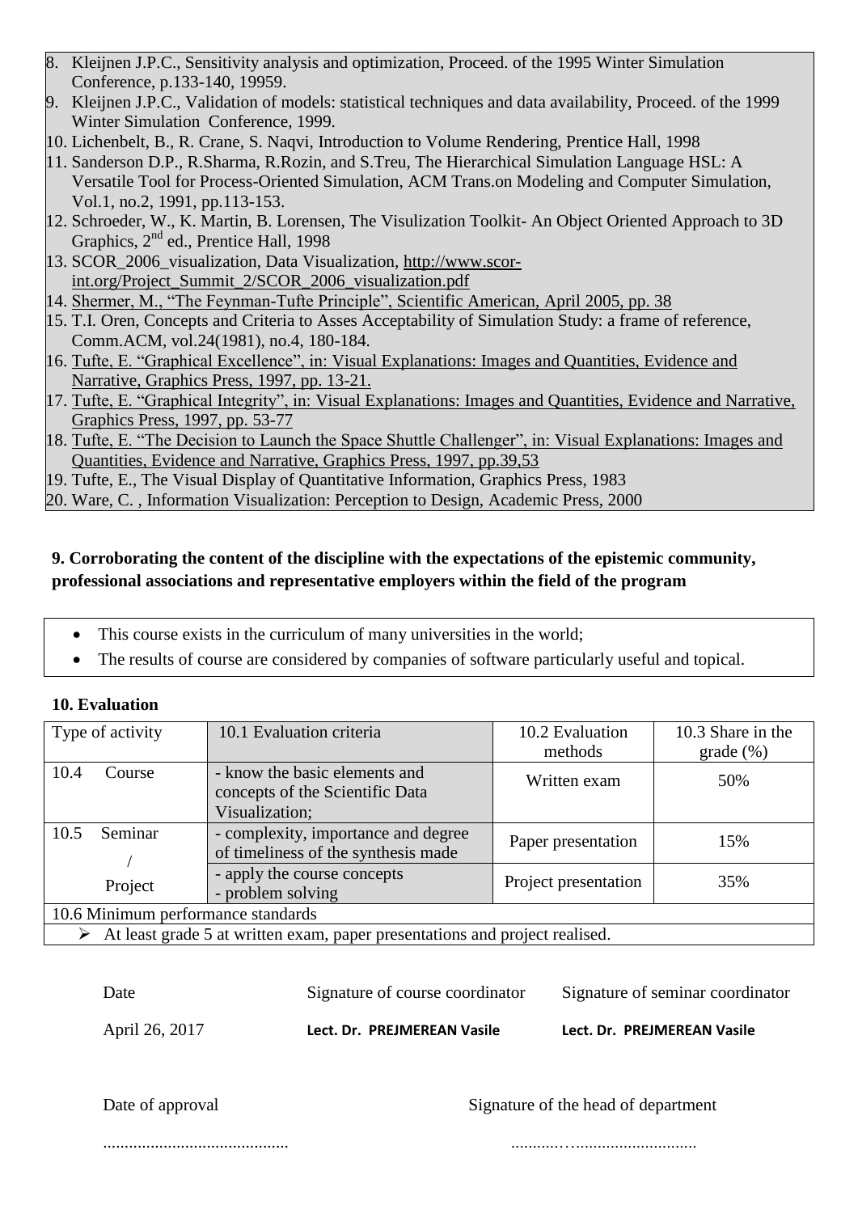8. Kleijnen J.P.C., Sensitivity analysis and optimization, Proceed. of the 1995 Winter Simulation Conference, p.133-140, 19959.
9. Kleijnen J.P.C., Validation of models: statistical techniques and data availability, Proceed. of the 1999 Winter Simulation Conference, 1999.
10. Lichenbelt, B., R. Crane, S. Naqvi, Introduction to Volume Rendering, Prentice Hall, 1998
11. Sanderson D.P., R.Sharma, R.Rozin, and S.Treu, The Hierarchical Simulation Language HSL: A Versatile Tool for Process-Oriented Simulation, ACM Trans.on Modeling and Computer Simulation, Vol.1, no.2, 1991, pp.113-153.
12. Schroeder, W., K. Martin, B. Lorensen, The Visulization Toolkit- An Object Oriented Approach to 3D Graphics, 2nd ed., Prentice Hall, 1998
13. SCOR_2006_visualization, Data Visualization, http://www.scor-int.org/Project_Summit_2/SCOR_2006_visualization.pdf
14. Shermer, M., "The Feynman-Tufte Principle", Scientific American, April 2005, pp. 38
15. T.I. Oren, Concepts and Criteria to Asses Acceptability of Simulation Study: a frame of reference, Comm.ACM, vol.24(1981), no.4, 180-184.
16. Tufte, E. "Graphical Excellence", in: Visual Explanations: Images and Quantities, Evidence and Narrative, Graphics Press, 1997, pp. 13-21.
17. Tufte, E. "Graphical Integrity", in: Visual Explanations: Images and Quantities, Evidence and Narrative, Graphics Press, 1997, pp. 53-77
18. Tufte, E. "The Decision to Launch the Space Shuttle Challenger", in: Visual Explanations: Images and Quantities, Evidence and Narrative, Graphics Press, 1997, pp.39,53
19. Tufte, E., The Visual Display of Quantitative Information, Graphics Press, 1983
20. Ware, C. , Information Visualization: Perception to Design, Academic Press, 2000

**9. Corroborating the content of the discipline with the expectations of the epistemic community, professional associations and representative employers within the field of the program**

- This course exists in the curriculum of many universities in the world;
- The results of course are considered by companies of software particularly useful and topical.

**10. Evaluation**

| Type of activity | 10.1 Evaluation criteria | 10.2 Evaluation methods | 10.3 Share in the grade (%) |
|---|---|---|---|
| 10.4 Course | - know the basic elements and concepts of the Scientific Data Visualization; | Written exam | 50% |
| 10.5 Seminar / Project | - complexity, importance and degree of timeliness of the synthesis made | Paper presentation | 15% |
| | - apply the course concepts<br>- problem solving | Project presentation | 35% |
| 10.6 Minimum performance standards | | | |
| ➢ At least grade 5 at written exam, paper presentations and project realised. | | | |

| Date | Signature of course coordinator | Signature of seminar coordinator |
|---|---|---|
| April 26, 2017 | **Lect. Dr. PREJMEREAN Vasile** | **Lect. Dr. PREJMEREAN Vasile** |

Date of approval ..........................................

Signature of the head of department ..........................................